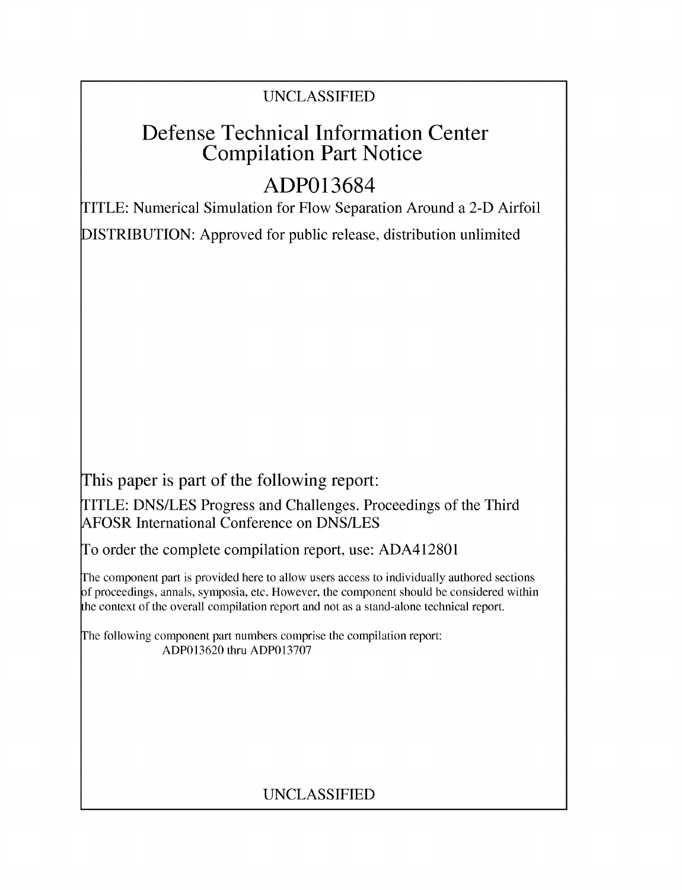UNCLASSIFIED

# Defense Technical Information Center Compilation Part Notice

# ADP013684

TITLE: Numerical Simulation for Flow Separation Around a 2-D Airfoil

DISTRIBUTION: Approved for public release, distribution unlimited

This paper is part of the following report:

TITLE: DNS/LES Progress and Challenges. Proceedings of the Third AFOSR International Conference on DNS/LES

To order the complete compilation report, use: ADA412801

The component part is provided here to allow users access to individually authored sections of proceedings, annals, symposia, etc. However, the component should be considered within the context of the overall compilation report and not as a stand-alone technical report.

The following component part numbers comprise the compilation report:
ADP013620 thru ADP013707

UNCLASSIFIED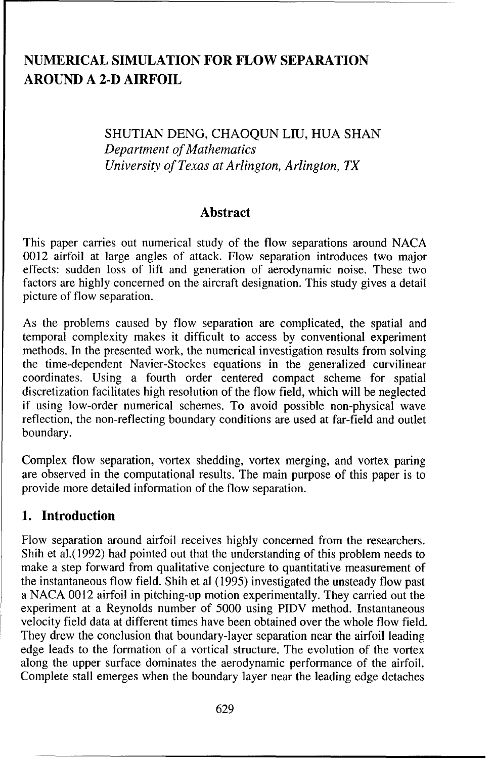# NUMERICAL SIMULATION FOR FLOW SEPARATION AROUND A 2-D AIRFOIL

SHUTIAN DENG, CHAOQUN LIU, HUA SHAN
*Department of Mathematics*
*University of Texas at Arlington, Arlington, TX*

## Abstract

This paper carries out numerical study of the flow separations around NACA 0012 airfoil at large angles of attack. Flow separation introduces two major effects: sudden loss of lift and generation of aerodynamic noise. These two factors are highly concerned on the aircraft designation. This study gives a detail picture of flow separation.

As the problems caused by flow separation are complicated, the spatial and temporal complexity makes it difficult to access by conventional experiment methods. In the presented work, the numerical investigation results from solving the time-dependent Navier-Stockes equations in the generalized curvilinear coordinates. Using a fourth order centered compact scheme for spatial discretization facilitates high resolution of the flow field, which will be neglected if using low-order numerical schemes. To avoid possible non-physical wave reflection, the non-reflecting boundary conditions are used at far-field and outlet boundary.

Complex flow separation, vortex shedding, vortex merging, and vortex paring are observed in the computational results. The main purpose of this paper is to provide more detailed information of the flow separation.

## 1. Introduction

Flow separation around airfoil receives highly concerned from the researchers. Shih et al.(1992) had pointed out that the understanding of this problem needs to make a step forward from qualitative conjecture to quantitative measurement of the instantaneous flow field. Shih et al (1995) investigated the unsteady flow past a NACA 0012 airfoil in pitching-up motion experimentally. They carried out the experiment at a Reynolds number of 5000 using PIDV method. Instantaneous velocity field data at different times have been obtained over the whole flow field. They drew the conclusion that boundary-layer separation near the airfoil leading edge leads to the formation of a vortical structure. The evolution of the vortex along the upper surface dominates the aerodynamic performance of the airfoil. Complete stall emerges when the boundary layer near the leading edge detaches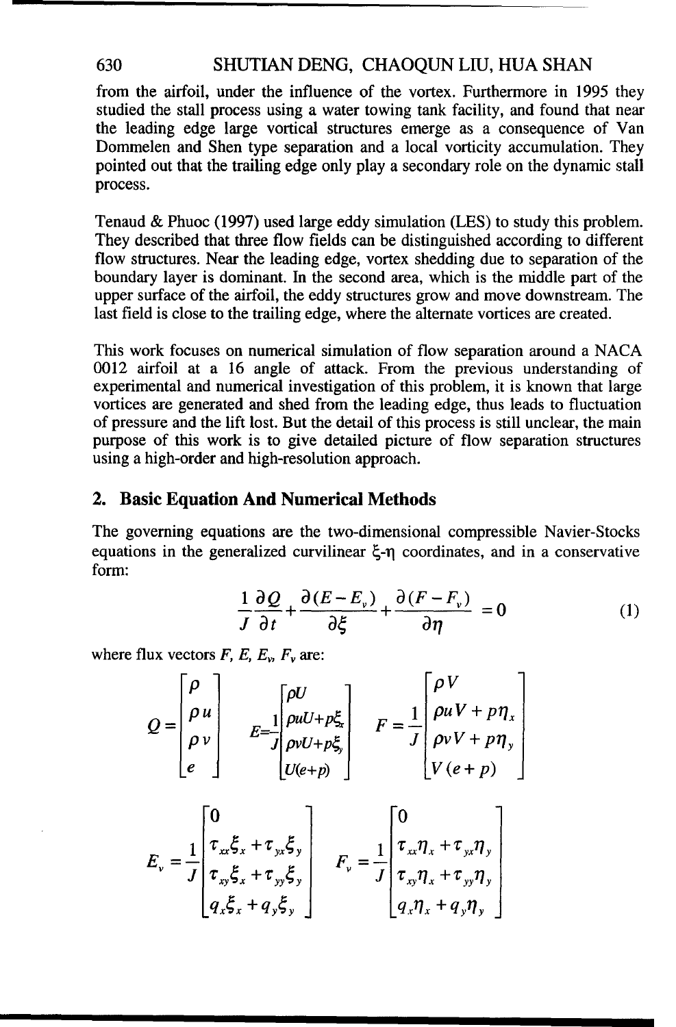from the airfoil, under the influence of the vortex. Furthermore in 1995 they studied the stall process using a water towing tank facility, and found that near the leading edge large vortical structures emerge as a consequence of Van Dommelen and Shen type separation and a local vorticity accumulation. They pointed out that the trailing edge only play a secondary role on the dynamic stall process.

Tenaud & Phuoc (1997) used large eddy simulation (LES) to study this problem. They described that three flow fields can be distinguished according to different flow structures. Near the leading edge, vortex shedding due to separation of the boundary layer is dominant. In the second area, which is the middle part of the upper surface of the airfoil, the eddy structures grow and move downstream. The last field is close to the trailing edge, where the alternate vortices are created.

This work focuses on numerical simulation of flow separation around a NACA 0012 airfoil at a 16 angle of attack. From the previous understanding of experimental and numerical investigation of this problem, it is known that large vortices are generated and shed from the leading edge, thus leads to fluctuation of pressure and the lift lost. But the detail of this process is still unclear, the main purpose of this work is to give detailed picture of flow separation structures using a high-order and high-resolution approach.

## 2. Basic Equation And Numerical Methods

The governing equations are the two-dimensional compressible Navier-Stocks equations in the generalized curvilinear $\xi$-$\eta$ coordinates, and in a conservative form:

$$\frac{1}{J}\frac{\partial Q}{\partial t} + \frac{\partial (E - E_v)}{\partial \xi} + \frac{\partial (F - F_v)}{\partial \eta} = 0 \tag{1}$$

where flux vectors $F$, $E$, $E_v$, $F_v$ are:

$$Q = \begin{bmatrix} \rho \\ \rho u \\ \rho v \\ e \end{bmatrix} \quad E = \frac{1}{J}\begin{bmatrix} \rho U \\ \rho u U + p\xi_x \\ \rho v U + p\xi_y \\ U(e+p) \end{bmatrix} \quad F = \frac{1}{J}\begin{bmatrix} \rho V \\ \rho u V + p\eta_x \\ \rho v V + p\eta_y \\ V(e+p) \end{bmatrix}$$

$$E_v = \frac{1}{J}\begin{bmatrix} 0 \\ \tau_{xx}\xi_x + \tau_{yx}\xi_y \\ \tau_{xy}\xi_x + \tau_{yy}\xi_y \\ q_x\xi_x + q_y\xi_y \end{bmatrix} \quad F_v = \frac{1}{J}\begin{bmatrix} 0 \\ \tau_{xx}\eta_x + \tau_{yx}\eta_y \\ \tau_{xy}\eta_x + \tau_{yy}\eta_y \\ q_x\eta_x + q_y\eta_y \end{bmatrix}$$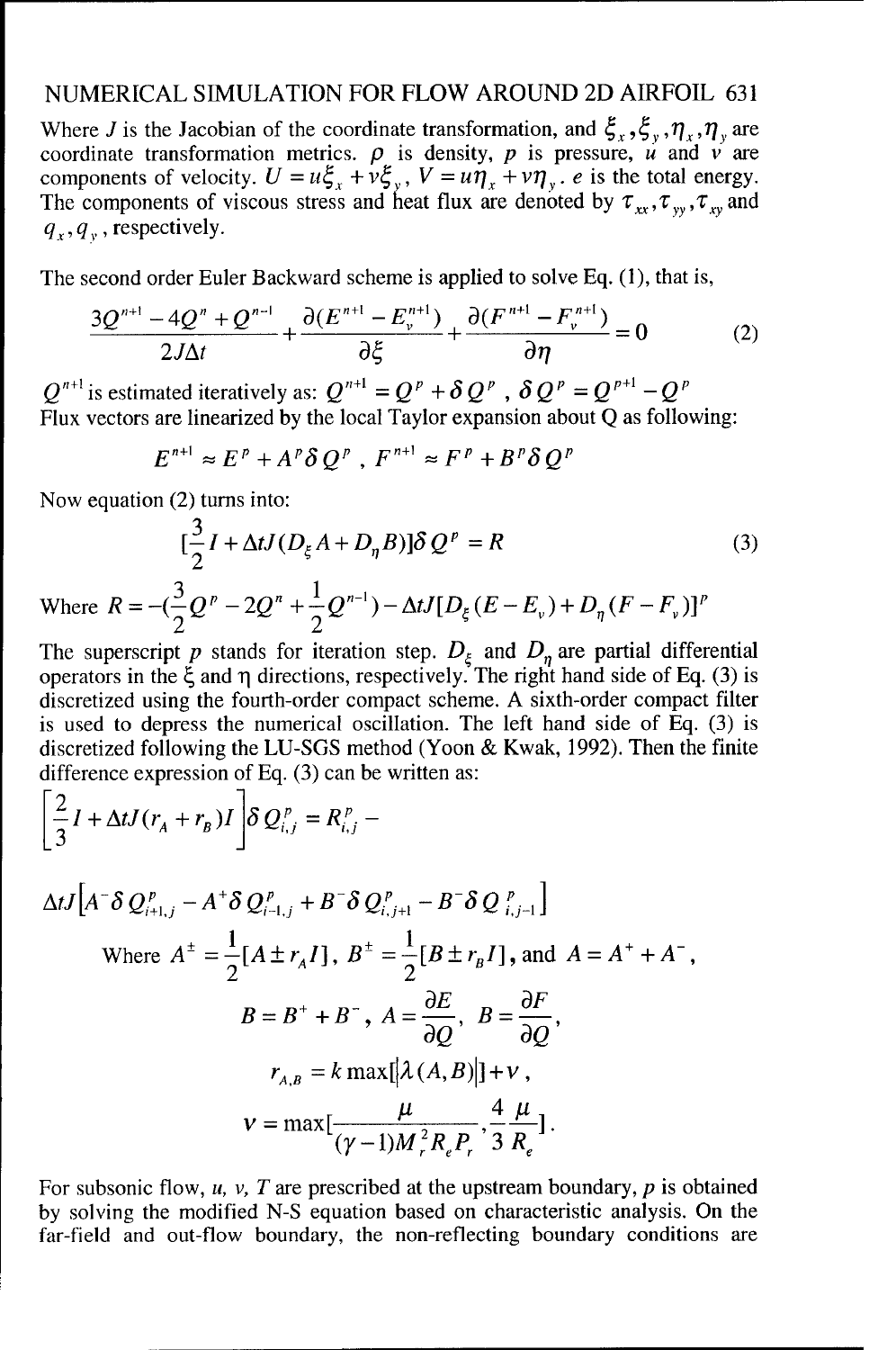Where $J$ is the Jacobian of the coordinate transformation, and $\xi_x, \xi_y, \eta_x, \eta_y$ are coordinate transformation metrics. $\rho$ is density, $p$ is pressure, $u$ and $v$ are components of velocity. $U = u\xi_x + v\xi_y$, $V = u\eta_x + v\eta_y$. $e$ is the total energy. The components of viscous stress and heat flux are denoted by $\tau_{xx}, \tau_{yy}, \tau_{xy}$ and $q_x, q_y$, respectively.

The second order Euler Backward scheme is applied to solve Eq. (1), that is,

$$\frac{3Q^{n+1} - 4Q^n + Q^{n-1}}{2J\Delta t} + \frac{\partial(E^{n+1} - E_v^{n+1})}{\partial \xi} + \frac{\partial(F^{n+1} - F_v^{n+1})}{\partial \eta} = 0 \tag{2}$$

$Q^{n+1}$ is estimated iteratively as: $Q^{n+1} = Q^p + \delta Q^p$ , $\delta Q^p = Q^{p+1} - Q^p$

Flux vectors are linearized by the local Taylor expansion about Q as following:

$$E^{n+1} \approx E^p + A^p \delta Q^p \text{ , } F^{n+1} \approx F^p + B^p \delta Q^p$$

Now equation (2) turns into:

$$[\frac{3}{2}I + \Delta t J(D_\xi A + D_\eta B)]\delta Q^p = R \tag{3}$$

Where $R = -(\frac{3}{2}Q^p - 2Q^n + \frac{1}{2}Q^{n-1}) - \Delta t J[D_\xi(E - E_v) + D_\eta(F - F_v)]^p$

The superscript $p$ stands for iteration step. $D_\xi$ and $D_\eta$ are partial differential operators in the $\xi$ and $\eta$ directions, respectively. The right hand side of Eq. (3) is discretized using the fourth-order compact scheme. A sixth-order compact filter is used to depress the numerical oscillation. The left hand side of Eq. (3) is discretized following the LU-SGS method (Yoon & Kwak, 1992). Then the finite difference expression of Eq. (3) can be written as:

$$\left[\frac{2}{3}I + \Delta t J(r_A + r_B)I\right]\delta Q_{i,j}^p = R_{i,j}^p -$$

$$\Delta t J\left[A^- \delta Q_{i+1,j}^p - A^+ \delta Q_{i-1,j}^p + B^- \delta Q_{i,j+1}^p - B^- \delta Q_{i,j-1}^p\right]$$

Where $A^\pm = \frac{1}{2}[A \pm r_A I]$, $B^\pm = \frac{1}{2}[B \pm r_B I]$, and $A = A^+ + A^-$,

$$B = B^+ + B^- \text{, } A = \frac{\partial E}{\partial Q}\text{, } B = \frac{\partial F}{\partial Q}\text{,}$$

$$r_{A,B} = k \max[|\lambda(A,B)|] + v\text{,}$$

$$v = \max[\frac{\mu}{(\gamma - 1)M_r^2 R_e P_r}, \frac{4}{3}\frac{\mu}{R_e}]\text{.}$$

For subsonic flow, $u$, $v$, $T$ are prescribed at the upstream boundary, $p$ is obtained by solving the modified N-S equation based on characteristic analysis. On the far-field and out-flow boundary, the non-reflecting boundary conditions are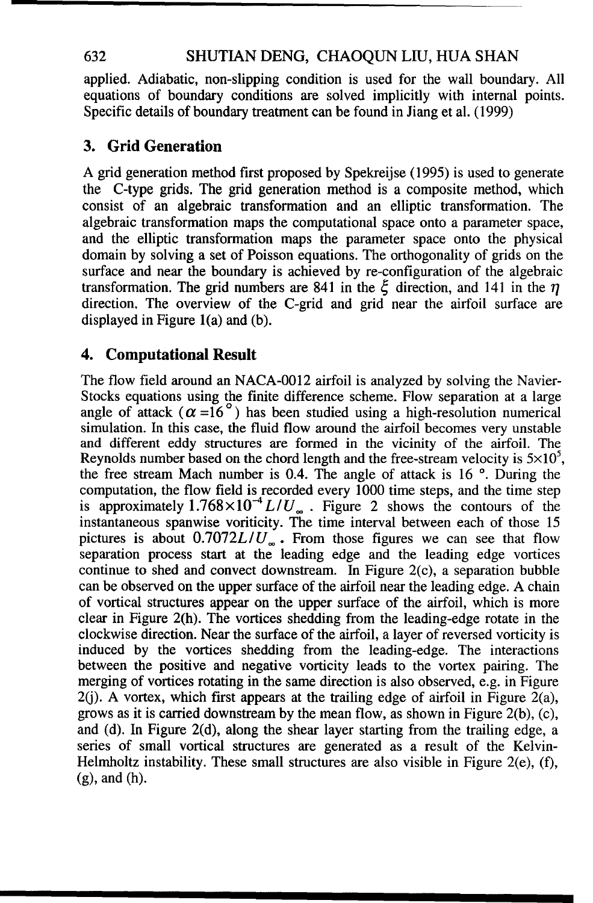applied. Adiabatic, non-slipping condition is used for the wall boundary. All equations of boundary conditions are solved implicitly with internal points. Specific details of boundary treatment can be found in Jiang et al. (1999)

## 3. Grid Generation

A grid generation method first proposed by Spekreijse (1995) is used to generate the C-type grids. The grid generation method is a composite method, which consist of an algebraic transformation and an elliptic transformation. The algebraic transformation maps the computational space onto a parameter space, and the elliptic transformation maps the parameter space onto the physical domain by solving a set of Poisson equations. The orthogonality of grids on the surface and near the boundary is achieved by re-configuration of the algebraic transformation. The grid numbers are 841 in the $\xi$ direction, and 141 in the $\eta$ direction. The overview of the C-grid and grid near the airfoil surface are displayed in Figure 1(a) and (b).

## 4. Computational Result

The flow field around an NACA-0012 airfoil is analyzed by solving the Navier-Stokes equations using the finite difference scheme. Flow separation at a large angle of attack ($\alpha = 16^{\circ}$) has been studied using a high-resolution numerical simulation. In this case, the fluid flow around the airfoil becomes very unstable and different eddy structures are formed in the vicinity of the airfoil. The Reynolds number based on the chord length and the free-stream velocity is $5\times10^{5}$, the free stream Mach number is 0.4. The angle of attack is 16 °. During the computation, the flow field is recorded every 1000 time steps, and the time step is approximately $1.768\times10^{-4} L/U_{\infty}$ . Figure 2 shows the contours of the instantaneous spanwise voriticity. The time interval between each of those 15 pictures is about $0.7072 L/U_{\infty}$. From those figures we can see that flow separation process start at the leading edge and the leading edge vortices continue to shed and convect downstream. In Figure 2(c), a separation bubble can be observed on the upper surface of the airfoil near the leading edge. A chain of vortical structures appear on the upper surface of the airfoil, which is more clear in Figure 2(h). The vortices shedding from the leading-edge rotate in the clockwise direction. Near the surface of the airfoil, a layer of reversed vorticity is induced by the vortices shedding from the leading-edge. The interactions between the positive and negative vorticity leads to the vortex pairing. The merging of vortices rotating in the same direction is also observed, e.g. in Figure 2(j). A vortex, which first appears at the trailing edge of airfoil in Figure 2(a), grows as it is carried downstream by the mean flow, as shown in Figure 2(b), (c), and (d). In Figure 2(d), along the shear layer starting from the trailing edge, a series of small vortical structures are generated as a result of the Kelvin-Helmholtz instability. These small structures are also visible in Figure 2(e), (f), (g), and (h).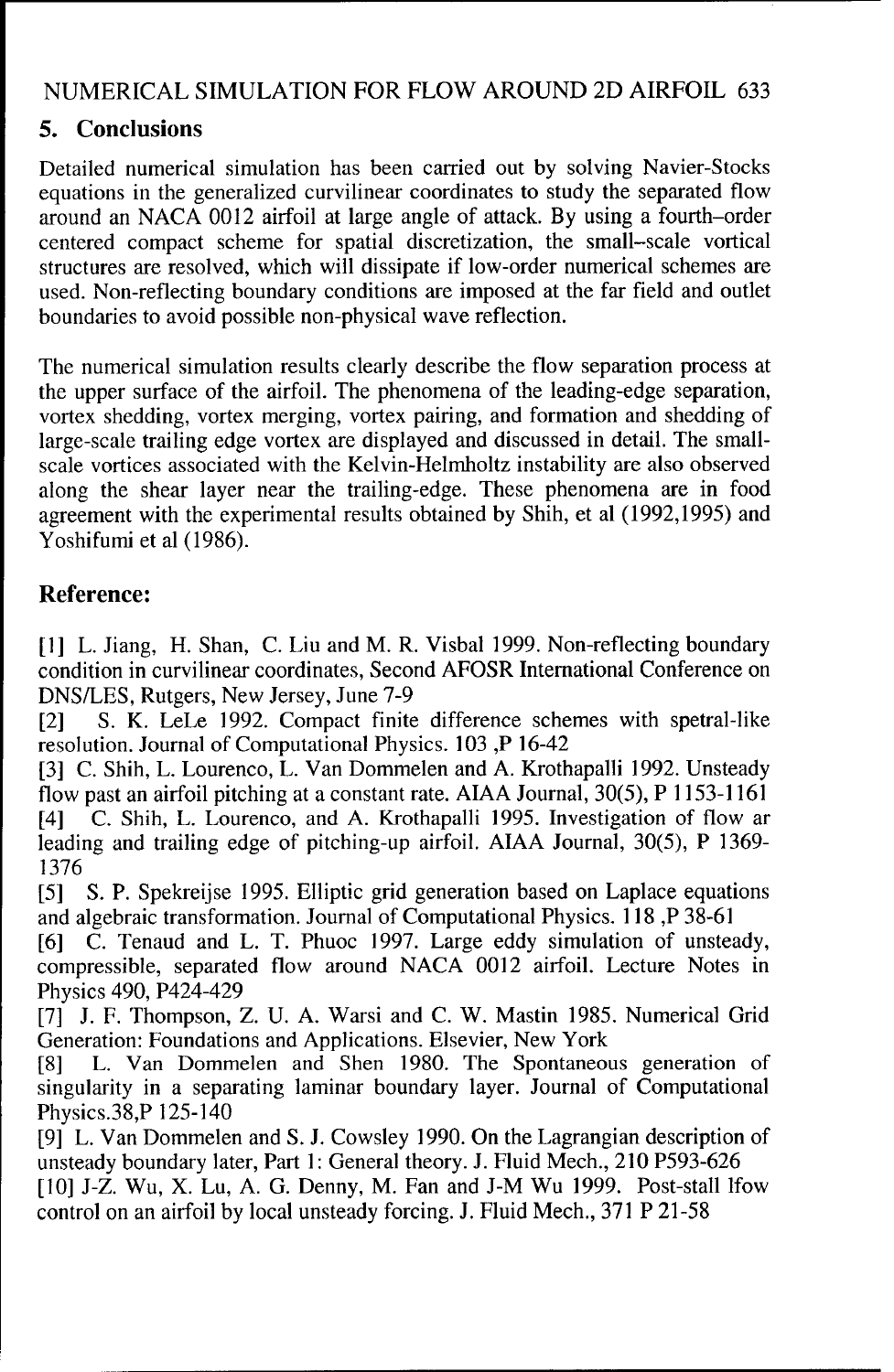## 5. Conclusions

Detailed numerical simulation has been carried out by solving Navier-Stocks equations in the generalized curvilinear coordinates to study the separated flow around an NACA 0012 airfoil at large angle of attack. By using a fourth–order centered compact scheme for spatial discretization, the small–scale vortical structures are resolved, which will dissipate if low-order numerical schemes are used. Non-reflecting boundary conditions are imposed at the far field and outlet boundaries to avoid possible non-physical wave reflection.

The numerical simulation results clearly describe the flow separation process at the upper surface of the airfoil. The phenomena of the leading-edge separation, vortex shedding, vortex merging, vortex pairing, and formation and shedding of large-scale trailing edge vortex are displayed and discussed in detail. The small-scale vortices associated with the Kelvin-Helmholtz instability are also observed along the shear layer near the trailing-edge. These phenomena are in food agreement with the experimental results obtained by Shih, et al (1992,1995) and Yoshifumi et al (1986).

## Reference:

[1] L. Jiang, H. Shan, C. Liu and M. R. Visbal 1999. Non-reflecting boundary condition in curvilinear coordinates, Second AFOSR International Conference on DNS/LES, Rutgers, New Jersey, June 7-9

[2] S. K. LeLe 1992. Compact finite difference schemes with spetral-like resolution. Journal of Computational Physics. 103 ,P 16-42

[3] C. Shih, L. Lourenco, L. Van Dommelen and A. Krothapalli 1992. Unsteady flow past an airfoil pitching at a constant rate. AIAA Journal, 30(5), P 1153-1161

[4] C. Shih, L. Lourenco, and A. Krothapalli 1995. Investigation of flow ar leading and trailing edge of pitching-up airfoil. AIAA Journal, 30(5), P 1369-1376

[5] S. P. Spekreijse 1995. Elliptic grid generation based on Laplace equations and algebraic transformation. Journal of Computational Physics. 118 ,P 38-61

[6] C. Tenaud and L. T. Phuoc 1997. Large eddy simulation of unsteady, compressible, separated flow around NACA 0012 airfoil. Lecture Notes in Physics 490, P424-429

[7] J. F. Thompson, Z. U. A. Warsi and C. W. Mastin 1985. Numerical Grid Generation: Foundations and Applications. Elsevier, New York

[8] L. Van Dommelen and Shen 1980. The Spontaneous generation of singularity in a separating laminar boundary layer. Journal of Computational Physics.38,P 125-140

[9] L. Van Dommelen and S. J. Cowsley 1990. On the Lagrangian description of unsteady boundary later, Part 1: General theory. J. Fluid Mech., 210 P593-626

[10] J-Z. Wu, X. Lu, A. G. Denny, M. Fan and J-M Wu 1999. Post-stall lfow control on an airfoil by local unsteady forcing. J. Fluid Mech., 371 P 21-58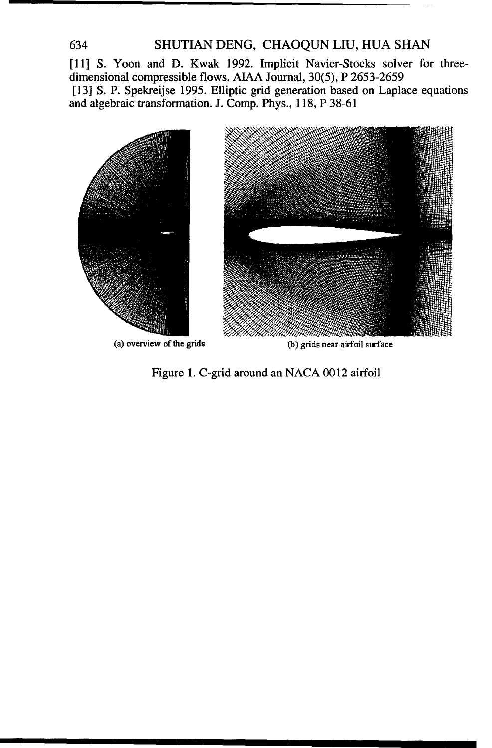[11] S. Yoon and D. Kwak 1992. Implicit Navier-Stocks solver for three-dimensional compressible flows. AIAA Journal, 30(5), P 2653-2659

[13] S. P. Spekreijse 1995. Elliptic grid generation based on Laplace equations and algebraic transformation. J. Comp. Phys., 118, P 38-61

(a) overview of the grids

(b) grids near airfoil surface

Figure 1. C-grid around an NACA 0012 airfoil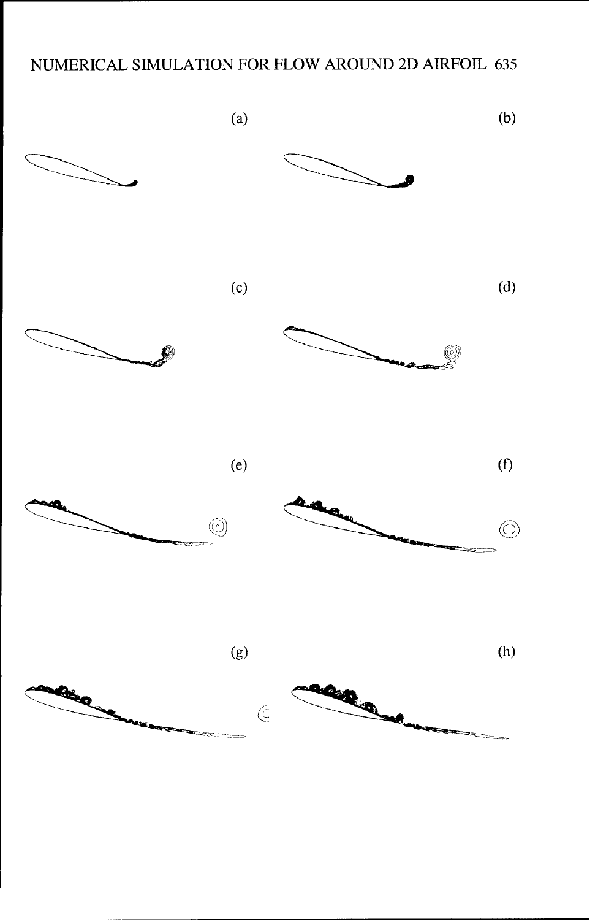(a)

(b)

(c)

(d)

(e)

(f)

(g)

(h)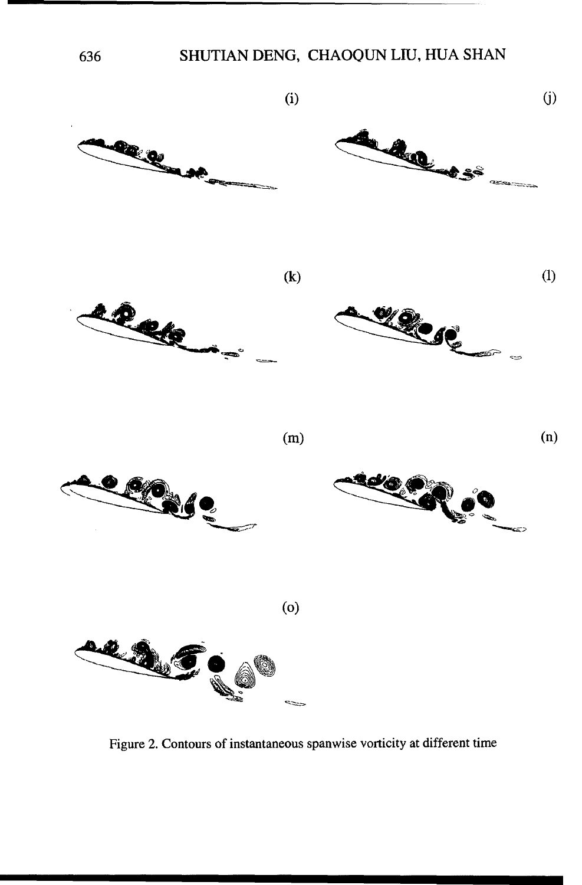(i)

(j)

(k)

(l)

(m)

(n)

(o)

Figure 2. Contours of instantaneous spanwise vorticity at different time